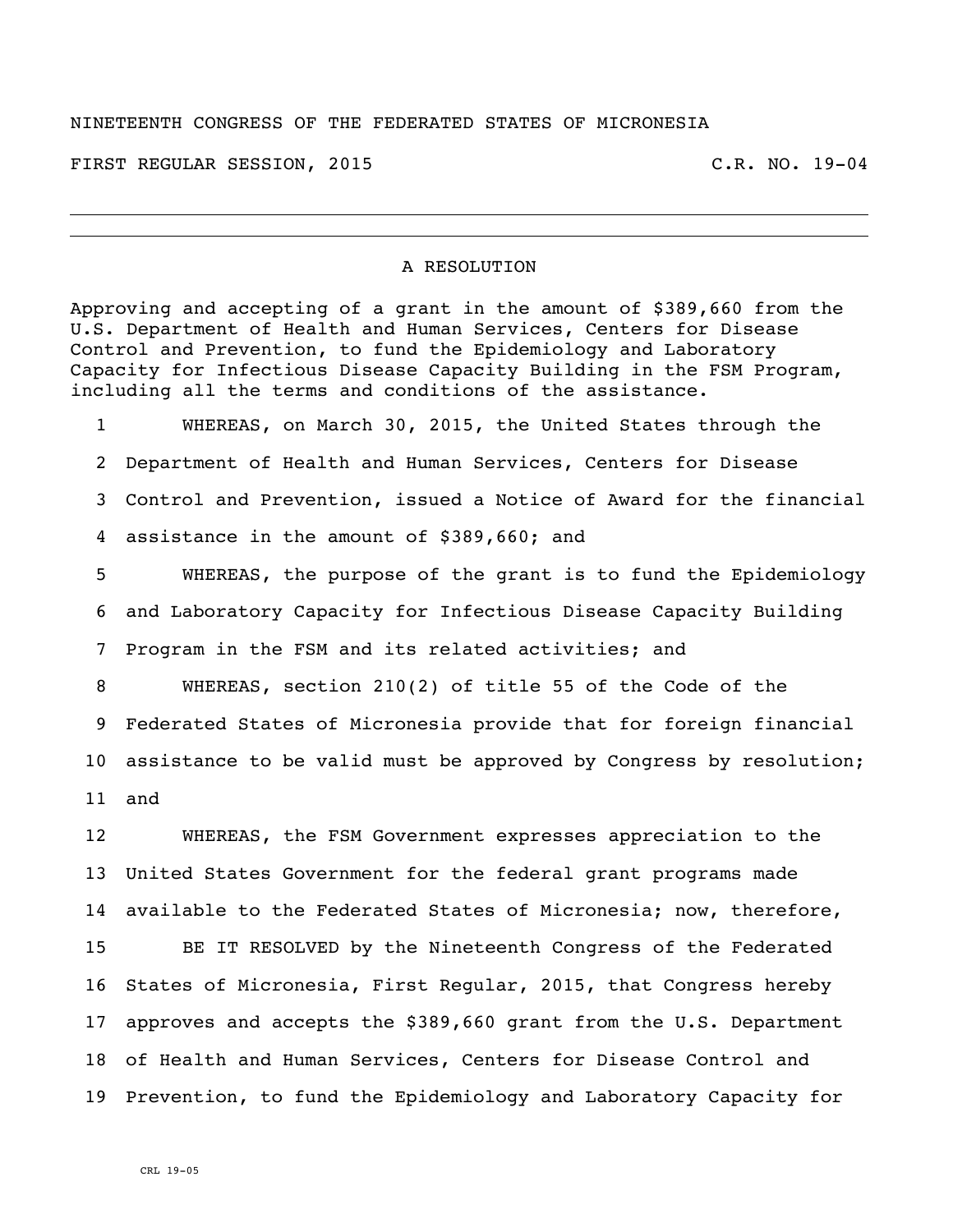NINETEENTH CONGRESS OF THE FEDERATED STATES OF MICRONESIA

FIRST REGULAR SESSION, 2015 C.R. NO. 19-04

---

A RESOLUTION

Approving and accepting of a grant in the amount of $389,660 from the U.S. Department of Health and Human Services, Centers for Disease Control and Prevention, to fund the Epidemiology and Laboratory Capacity for Infectious Disease Capacity Building in the FSM Program, including all the terms and conditions of the assistance.

1 WHEREAS, on March 30, 2015, the United States through the
2 Department of Health and Human Services, Centers for Disease
3 Control and Prevention, issued a Notice of Award for the financial
4 assistance in the amount of $389,660; and
5 WHEREAS, the purpose of the grant is to fund the Epidemiology
6 and Laboratory Capacity for Infectious Disease Capacity Building
7 Program in the FSM and its related activities; and
8 WHEREAS, section 210(2) of title 55 of the Code of the
9 Federated States of Micronesia provide that for foreign financial
10 assistance to be valid must be approved by Congress by resolution;
11 and
12 WHEREAS, the FSM Government expresses appreciation to the
13 United States Government for the federal grant programs made
14 available to the Federated States of Micronesia; now, therefore,
15 BE IT RESOLVED by the Nineteenth Congress of the Federated
16 States of Micronesia, First Regular, 2015, that Congress hereby
17 approves and accepts the $389,660 grant from the U.S. Department
18 of Health and Human Services, Centers for Disease Control and
19 Prevention, to fund the Epidemiology and Laboratory Capacity for

CRL 19-05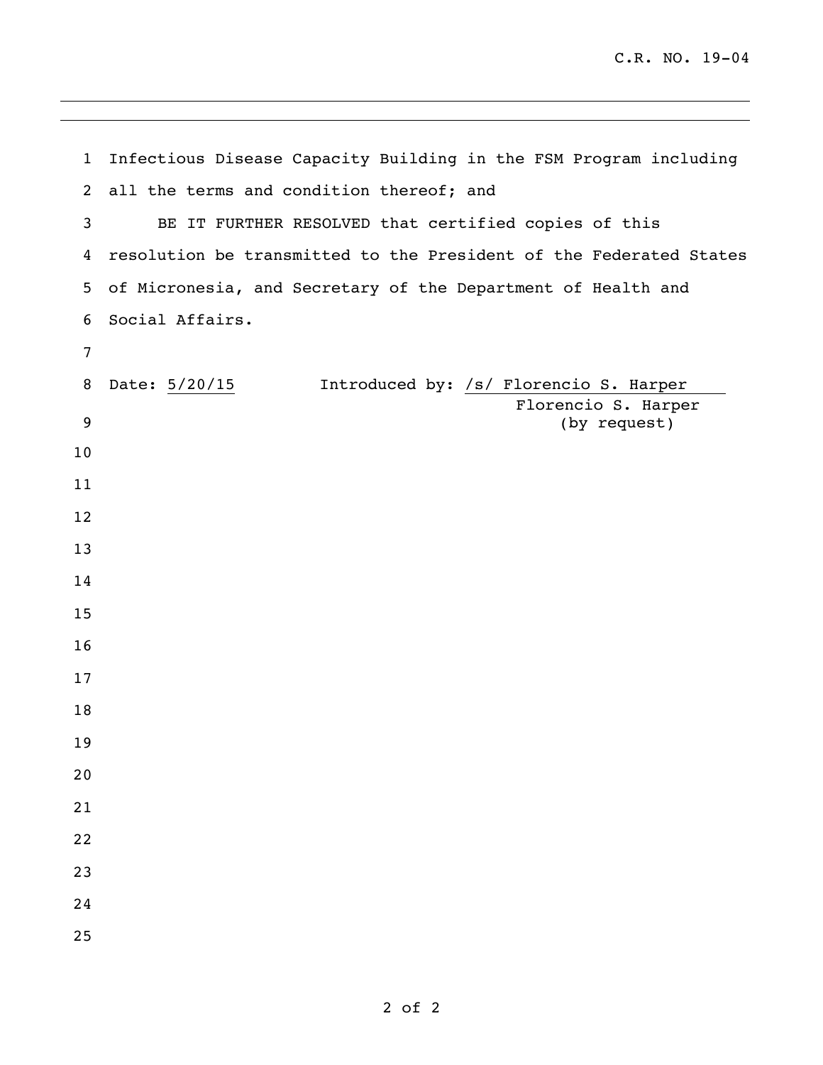Infectious Disease Capacity Building in the FSM Program including all the terms and condition thereof; and

BE IT FURTHER RESOLVED that certified copies of this resolution be transmitted to the President of the Federated States of Micronesia, and Secretary of the Department of Health and Social Affairs.

Date: 5/20/15 Introduced by: /s/ Florencio S. Harper

Florencio S. Harper
(by request)